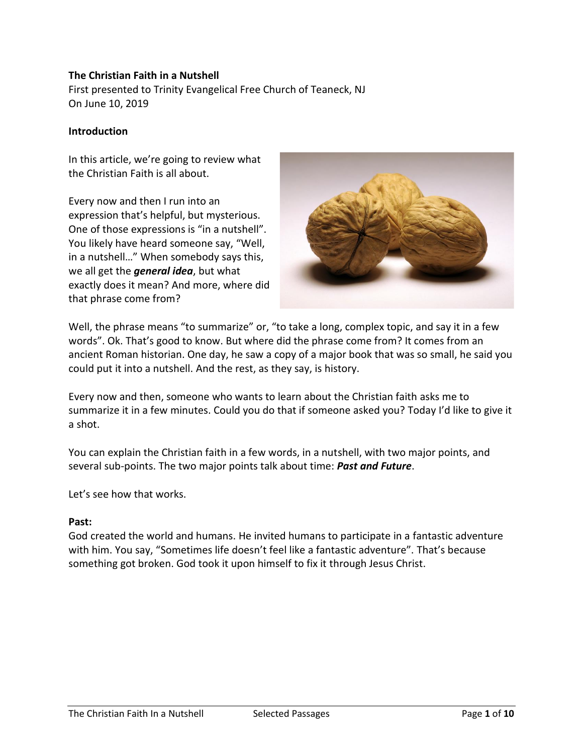**The Christian Faith in a Nutshell**

First presented to Trinity Evangelical Free Church of Teaneck, NJ
On June 10, 2019

**Introduction**

In this article, we're going to review what the Christian Faith is all about.

Every now and then I run into an expression that's helpful, but mysterious. One of those expressions is "in a nutshell". You likely have heard someone say, "Well, in a nutshell…" When somebody says this, we all get the ***general idea***, but what exactly does it mean? And more, where did that phrase come from?

Well, the phrase means "to summarize" or, "to take a long, complex topic, and say it in a few words". Ok. That's good to know. But where did the phrase come from? It comes from an ancient Roman historian. One day, he saw a copy of a major book that was so small, he said you could put it into a nutshell. And the rest, as they say, is history.

Every now and then, someone who wants to learn about the Christian faith asks me to summarize it in a few minutes. Could you do that if someone asked you? Today I'd like to give it a shot.

You can explain the Christian faith in a few words, in a nutshell, with two major points, and several sub-points. The two major points talk about time: ***Past and Future***.

Let's see how that works.

**Past:**

God created the world and humans. He invited humans to participate in a fantastic adventure with him. You say, "Sometimes life doesn't feel like a fantastic adventure". That's because something got broken. God took it upon himself to fix it through Jesus Christ.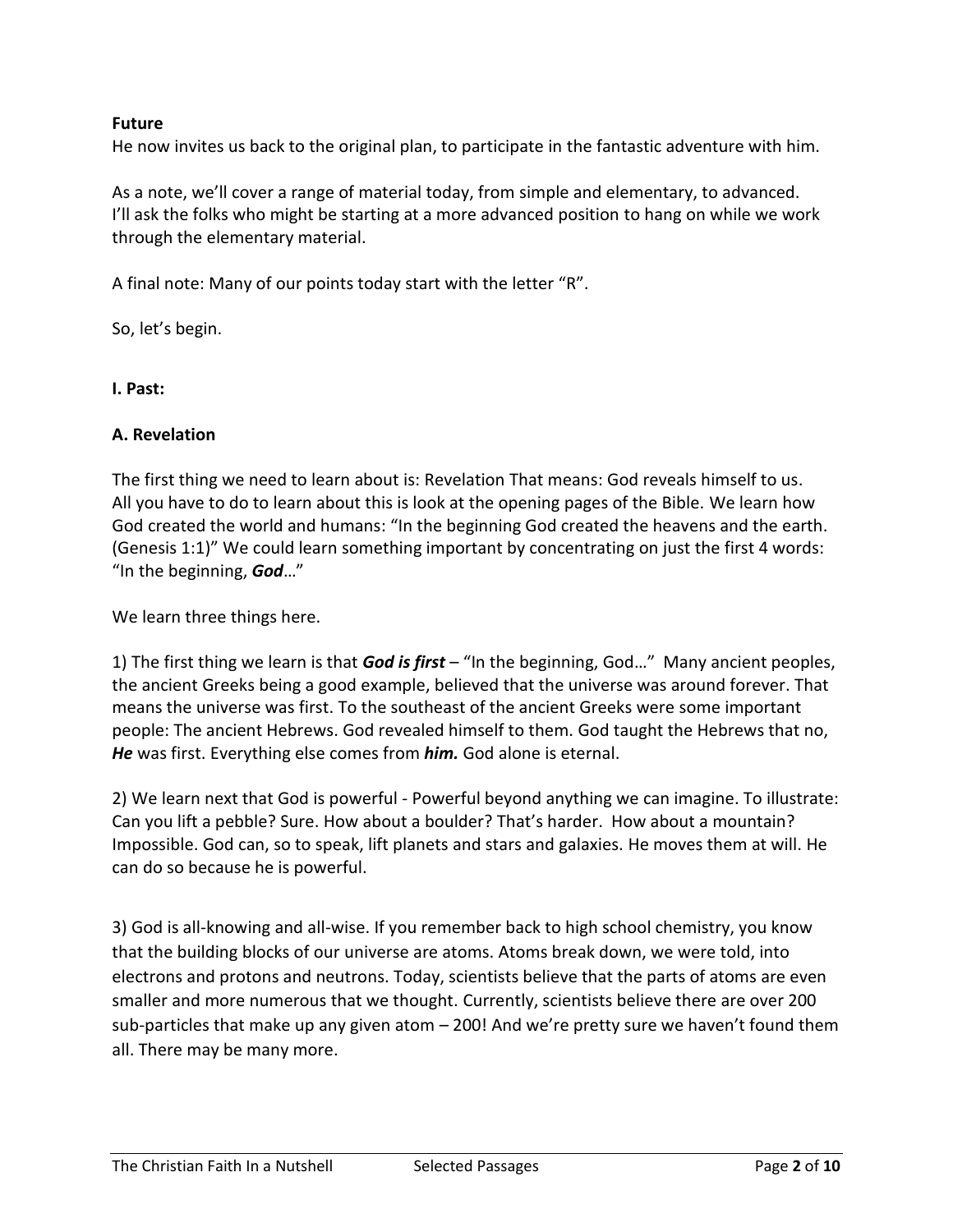**Future**
He now invites us back to the original plan, to participate in the fantastic adventure with him.

As a note, we'll cover a range of material today, from simple and elementary, to advanced. I'll ask the folks who might be starting at a more advanced position to hang on while we work through the elementary material.

A final note: Many of our points today start with the letter "R".

So, let's begin.

## I. Past:

### A. Revelation

The first thing we need to learn about is: Revelation That means: God reveals himself to us. All you have to do to learn about this is look at the opening pages of the Bible. We learn how God created the world and humans: "In the beginning God created the heavens and the earth. (Genesis 1:1)" We could learn something important by concentrating on just the first 4 words: "In the beginning, ***God***…"

We learn three things here.

1) The first thing we learn is that ***God is first*** – "In the beginning, God…" Many ancient peoples, the ancient Greeks being a good example, believed that the universe was around forever. That means the universe was first. To the southeast of the ancient Greeks were some important people: The ancient Hebrews. God revealed himself to them. God taught the Hebrews that no, ***He*** was first. Everything else comes from ***him.*** God alone is eternal.

2) We learn next that God is powerful - Powerful beyond anything we can imagine. To illustrate: Can you lift a pebble? Sure. How about a boulder? That's harder. How about a mountain? Impossible. God can, so to speak, lift planets and stars and galaxies. He moves them at will. He can do so because he is powerful.

3) God is all-knowing and all-wise. If you remember back to high school chemistry, you know that the building blocks of our universe are atoms. Atoms break down, we were told, into electrons and protons and neutrons. Today, scientists believe that the parts of atoms are even smaller and more numerous that we thought. Currently, scientists believe there are over 200 sub-particles that make up any given atom – 200! And we're pretty sure we haven't found them all. There may be many more.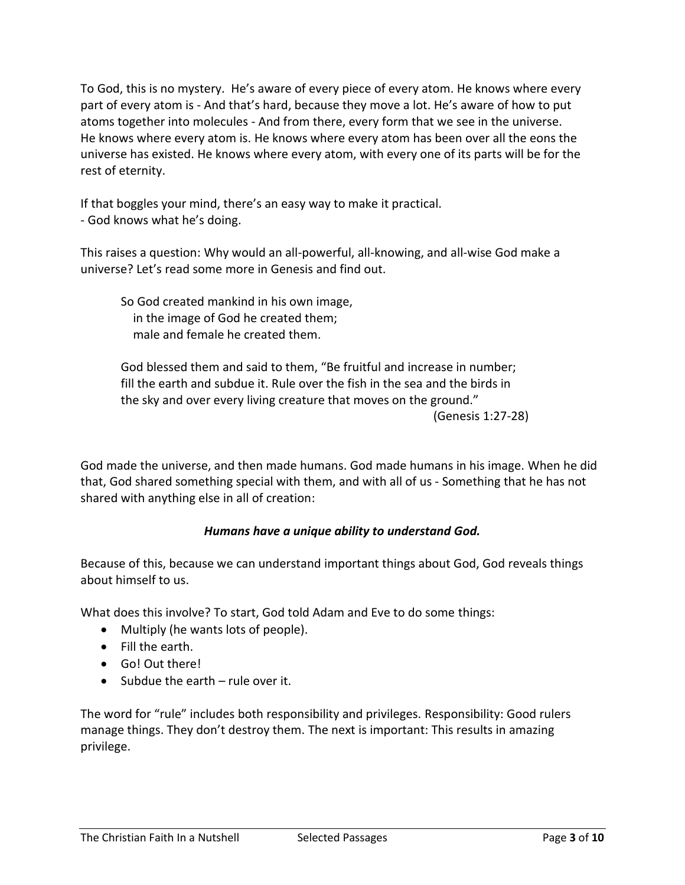To God, this is no mystery. He's aware of every piece of every atom. He knows where every part of every atom is - And that's hard, because they move a lot. He's aware of how to put atoms together into molecules - And from there, every form that we see in the universe. He knows where every atom is. He knows where every atom has been over all the eons the universe has existed. He knows where every atom, with every one of its parts will be for the rest of eternity.

If that boggles your mind, there's an easy way to make it practical.
- God knows what he's doing.

This raises a question: Why would an all-powerful, all-knowing, and all-wise God make a universe? Let's read some more in Genesis and find out.

> So God created mankind in his own image,
> in the image of God he created them;
> male and female he created them.
>
> God blessed them and said to them, "Be fruitful and increase in number; fill the earth and subdue it. Rule over the fish in the sea and the birds in the sky and over every living creature that moves on the ground."
> (Genesis 1:27-28)

God made the universe, and then made humans. God made humans in his image. When he did that, God shared something special with them, and with all of us - Something that he has not shared with anything else in all of creation:

***Humans have a unique ability to understand God.***

Because of this, because we can understand important things about God, God reveals things about himself to us.

What does this involve? To start, God told Adam and Eve to do some things:

- Multiply (he wants lots of people).
- Fill the earth.
- Go! Out there!
- Subdue the earth – rule over it.

The word for "rule" includes both responsibility and privileges. Responsibility: Good rulers manage things. They don't destroy them. The next is important: This results in amazing privilege.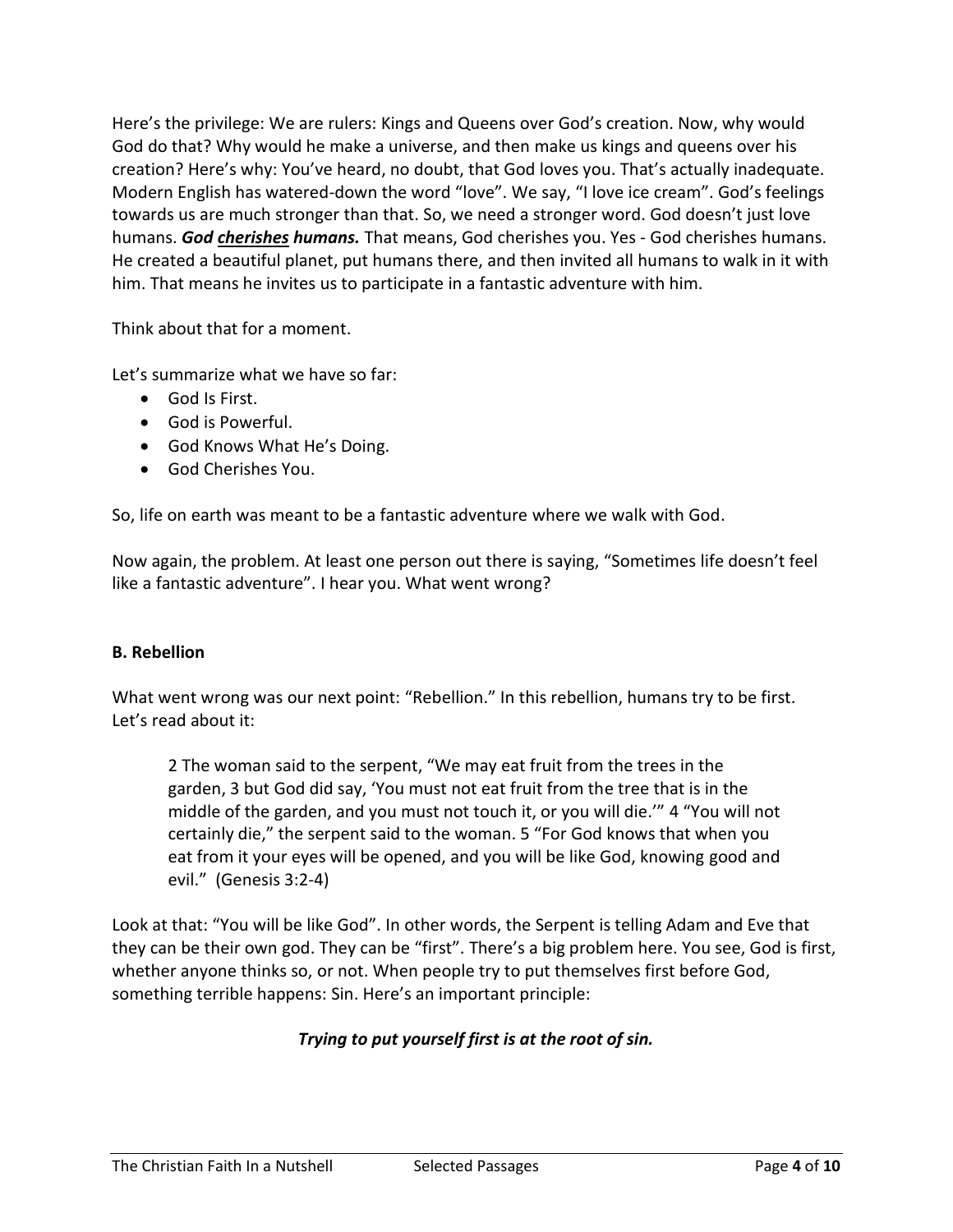Here's the privilege: We are rulers: Kings and Queens over God's creation. Now, why would God do that? Why would he make a universe, and then make us kings and queens over his creation? Here's why: You've heard, no doubt, that God loves you. That's actually inadequate. Modern English has watered-down the word "love". We say, "I love ice cream". God's feelings towards us are much stronger than that. So, we need a stronger word. God doesn't just love humans. ***God <u>cherishes</u> humans.*** That means, God cherishes you. Yes - God cherishes humans. He created a beautiful planet, put humans there, and then invited all humans to walk in it with him. That means he invites us to participate in a fantastic adventure with him.

Think about that for a moment.

Let's summarize what we have so far:

- God Is First.
- God is Powerful.
- God Knows What He's Doing.
- God Cherishes You.

So, life on earth was meant to be a fantastic adventure where we walk with God.

Now again, the problem. At least one person out there is saying, "Sometimes life doesn't feel like a fantastic adventure". I hear you. What went wrong?

**B. Rebellion**

What went wrong was our next point: "Rebellion." In this rebellion, humans try to be first. Let's read about it:

> 2 The woman said to the serpent, "We may eat fruit from the trees in the garden, 3 but God did say, 'You must not eat fruit from the tree that is in the middle of the garden, and you must not touch it, or you will die.'" 4 "You will not certainly die," the serpent said to the woman. 5 "For God knows that when you eat from it your eyes will be opened, and you will be like God, knowing good and evil." (Genesis 3:2-4)

Look at that: "You will be like God". In other words, the Serpent is telling Adam and Eve that they can be their own god. They can be "first". There's a big problem here. You see, God is first, whether anyone thinks so, or not. When people try to put themselves first before God, something terrible happens: Sin. Here's an important principle:

***Trying to put yourself first is at the root of sin.***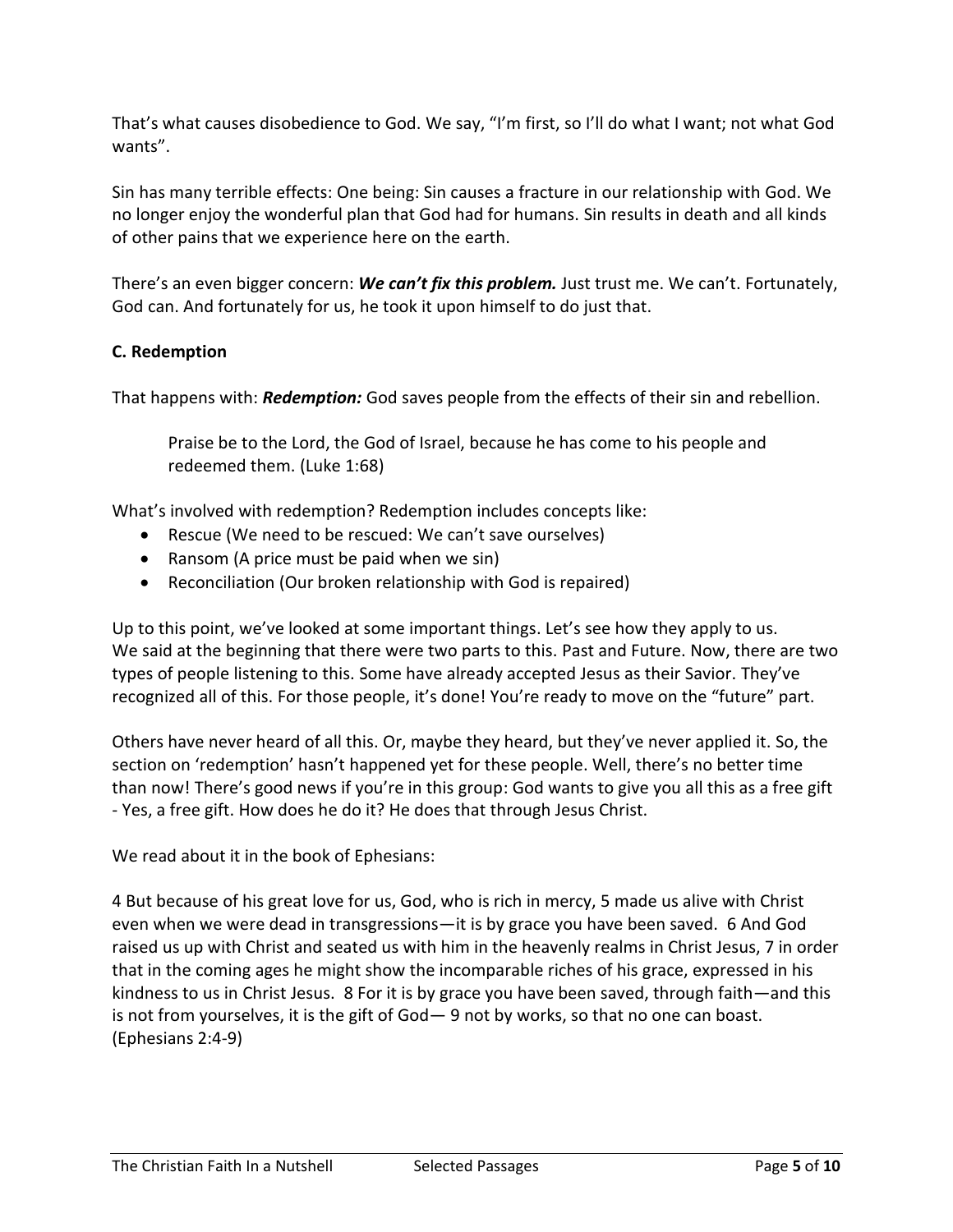That's what causes disobedience to God. We say, "I'm first, so I'll do what I want; not what God wants".

Sin has many terrible effects: One being: Sin causes a fracture in our relationship with God. We no longer enjoy the wonderful plan that God had for humans. Sin results in death and all kinds of other pains that we experience here on the earth.

There's an even bigger concern: ***We can't fix this problem.*** Just trust me. We can't. Fortunately, God can. And fortunately for us, he took it upon himself to do just that.

**C. Redemption**

That happens with: ***Redemption:*** God saves people from the effects of their sin and rebellion.

> Praise be to the Lord, the God of Israel, because he has come to his people and redeemed them. (Luke 1:68)

What's involved with redemption? Redemption includes concepts like:

- Rescue (We need to be rescued: We can't save ourselves)
- Ransom (A price must be paid when we sin)
- Reconciliation (Our broken relationship with God is repaired)

Up to this point, we've looked at some important things. Let's see how they apply to us. We said at the beginning that there were two parts to this. Past and Future. Now, there are two types of people listening to this. Some have already accepted Jesus as their Savior. They've recognized all of this. For those people, it's done! You're ready to move on the "future" part.

Others have never heard of all this. Or, maybe they heard, but they've never applied it. So, the section on 'redemption' hasn't happened yet for these people. Well, there's no better time than now! There's good news if you're in this group: God wants to give you all this as a free gift - Yes, a free gift. How does he do it? He does that through Jesus Christ.

We read about it in the book of Ephesians:

4 But because of his great love for us, God, who is rich in mercy, 5 made us alive with Christ even when we were dead in transgressions—it is by grace you have been saved. 6 And God raised us up with Christ and seated us with him in the heavenly realms in Christ Jesus, 7 in order that in the coming ages he might show the incomparable riches of his grace, expressed in his kindness to us in Christ Jesus. 8 For it is by grace you have been saved, through faith—and this is not from yourselves, it is the gift of God— 9 not by works, so that no one can boast. (Ephesians 2:4-9)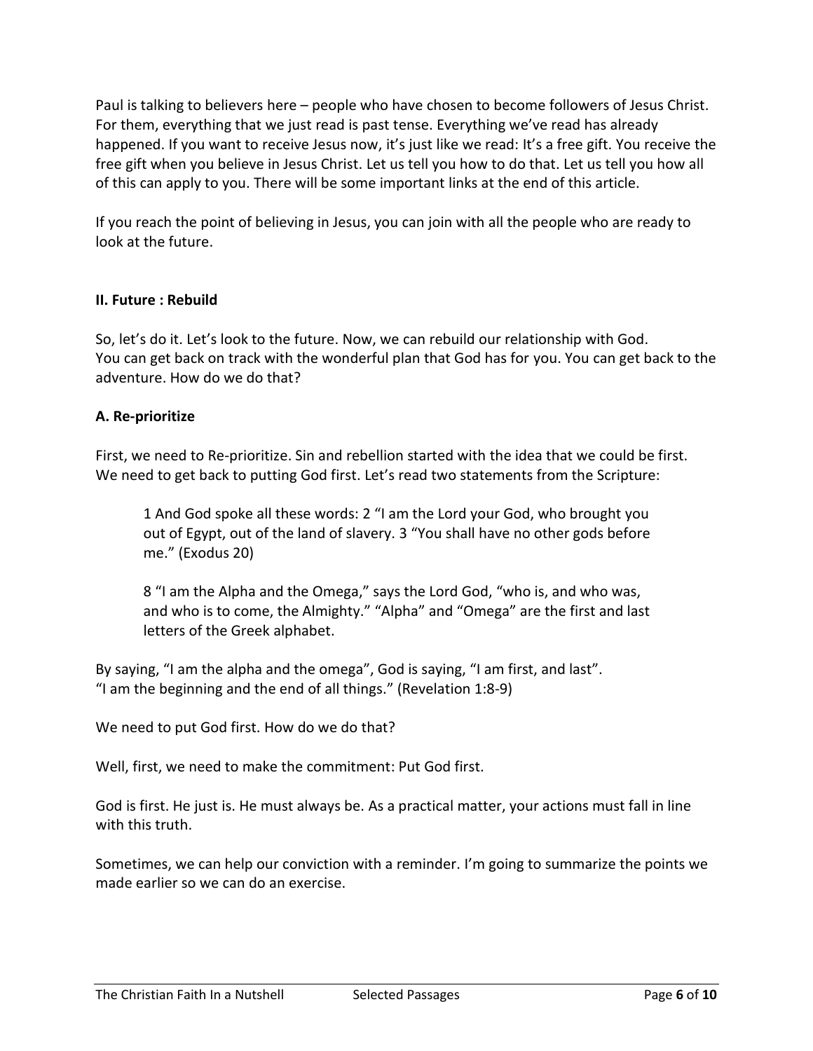Paul is talking to believers here – people who have chosen to become followers of Jesus Christ. For them, everything that we just read is past tense. Everything we've read has already happened. If you want to receive Jesus now, it's just like we read: It's a free gift. You receive the free gift when you believe in Jesus Christ. Let us tell you how to do that. Let us tell you how all of this can apply to you. There will be some important links at the end of this article.

If you reach the point of believing in Jesus, you can join with all the people who are ready to look at the future.

### II. Future : Rebuild

So, let's do it. Let's look to the future. Now, we can rebuild our relationship with God. You can get back on track with the wonderful plan that God has for you. You can get back to the adventure. How do we do that?

#### A. Re-prioritize

First, we need to Re-prioritize. Sin and rebellion started with the idea that we could be first. We need to get back to putting God first. Let's read two statements from the Scripture:

> 1 And God spoke all these words: 2 "I am the Lord your God, who brought you out of Egypt, out of the land of slavery. 3 "You shall have no other gods before me." (Exodus 20)
>
> 8 "I am the Alpha and the Omega," says the Lord God, "who is, and who was, and who is to come, the Almighty." "Alpha" and "Omega" are the first and last letters of the Greek alphabet.

By saying, "I am the alpha and the omega", God is saying, "I am first, and last". "I am the beginning and the end of all things." (Revelation 1:8-9)

We need to put God first. How do we do that?

Well, first, we need to make the commitment: Put God first.

God is first. He just is. He must always be. As a practical matter, your actions must fall in line with this truth.

Sometimes, we can help our conviction with a reminder. I'm going to summarize the points we made earlier so we can do an exercise.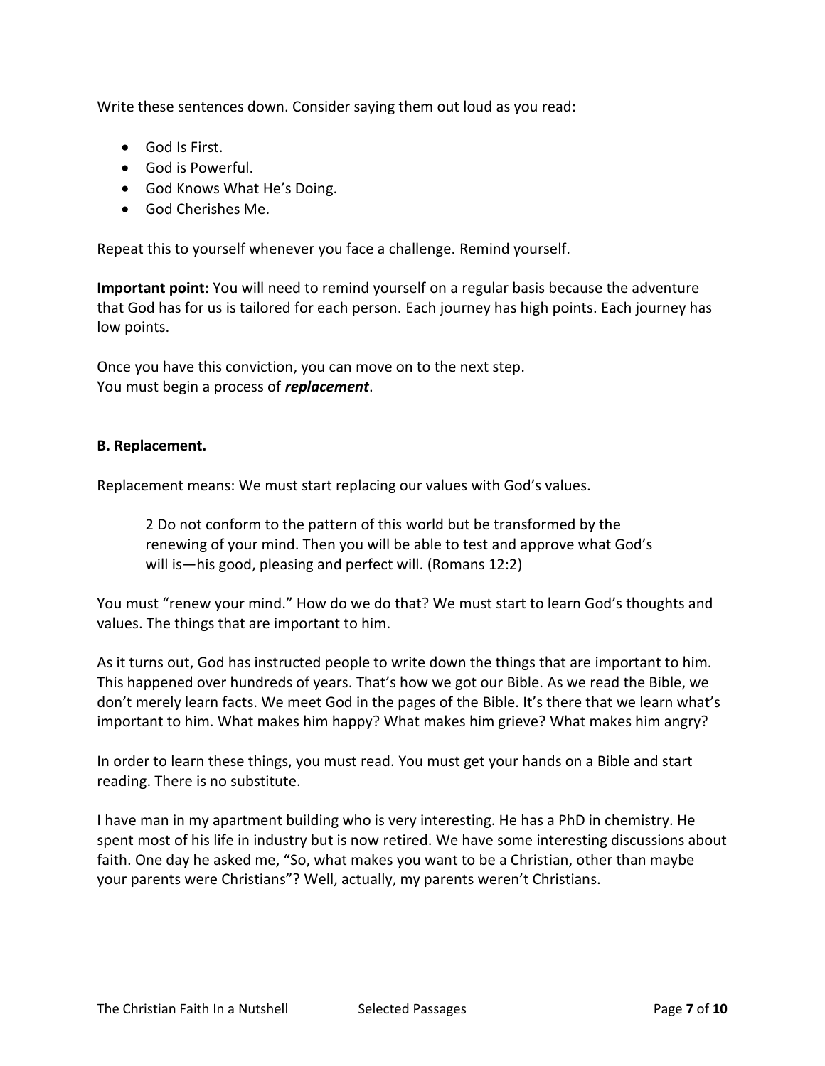Write these sentences down. Consider saying them out loud as you read:

- God Is First.
- God is Powerful.
- God Knows What He's Doing.
- God Cherishes Me.

Repeat this to yourself whenever you face a challenge. Remind yourself.

**Important point:** You will need to remind yourself on a regular basis because the adventure that God has for us is tailored for each person. Each journey has high points. Each journey has low points.

Once you have this conviction, you can move on to the next step.
You must begin a process of ***replacement***.

**B. Replacement.**

Replacement means: We must start replacing our values with God's values.

> 2 Do not conform to the pattern of this world but be transformed by the renewing of your mind. Then you will be able to test and approve what God's will is—his good, pleasing and perfect will. (Romans 12:2)

You must "renew your mind." How do we do that? We must start to learn God's thoughts and values. The things that are important to him.

As it turns out, God has instructed people to write down the things that are important to him. This happened over hundreds of years. That's how we got our Bible. As we read the Bible, we don't merely learn facts. We meet God in the pages of the Bible. It's there that we learn what's important to him. What makes him happy? What makes him grieve? What makes him angry?

In order to learn these things, you must read. You must get your hands on a Bible and start reading. There is no substitute.

I have man in my apartment building who is very interesting. He has a PhD in chemistry. He spent most of his life in industry but is now retired. We have some interesting discussions about faith. One day he asked me, "So, what makes you want to be a Christian, other than maybe your parents were Christians"? Well, actually, my parents weren't Christians.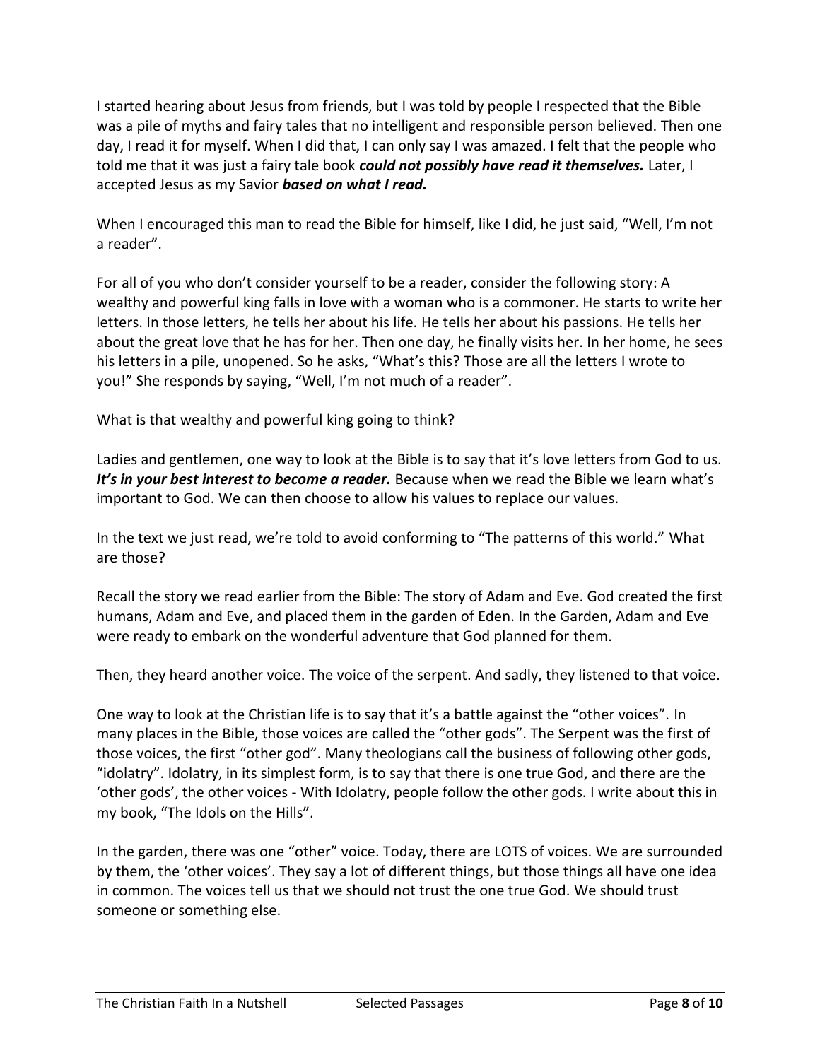I started hearing about Jesus from friends, but I was told by people I respected that the Bible was a pile of myths and fairy tales that no intelligent and responsible person believed. Then one day, I read it for myself. When I did that, I can only say I was amazed. I felt that the people who told me that it was just a fairy tale book ***could not possibly have read it themselves.*** Later, I accepted Jesus as my Savior ***based on what I read.***

When I encouraged this man to read the Bible for himself, like I did, he just said, "Well, I'm not a reader".

For all of you who don't consider yourself to be a reader, consider the following story: A wealthy and powerful king falls in love with a woman who is a commoner. He starts to write her letters. In those letters, he tells her about his life. He tells her about his passions. He tells her about the great love that he has for her. Then one day, he finally visits her. In her home, he sees his letters in a pile, unopened. So he asks, "What's this? Those are all the letters I wrote to you!" She responds by saying, "Well, I'm not much of a reader".

What is that wealthy and powerful king going to think?

Ladies and gentlemen, one way to look at the Bible is to say that it's love letters from God to us. ***It's in your best interest to become a reader.*** Because when we read the Bible we learn what's important to God. We can then choose to allow his values to replace our values.

In the text we just read, we're told to avoid conforming to "The patterns of this world." What are those?

Recall the story we read earlier from the Bible: The story of Adam and Eve. God created the first humans, Adam and Eve, and placed them in the garden of Eden. In the Garden, Adam and Eve were ready to embark on the wonderful adventure that God planned for them.

Then, they heard another voice. The voice of the serpent. And sadly, they listened to that voice.

One way to look at the Christian life is to say that it's a battle against the "other voices". In many places in the Bible, those voices are called the "other gods". The Serpent was the first of those voices, the first "other god". Many theologians call the business of following other gods, "idolatry". Idolatry, in its simplest form, is to say that there is one true God, and there are the 'other gods', the other voices - With Idolatry, people follow the other gods. I write about this in my book, "The Idols on the Hills".

In the garden, there was one "other" voice. Today, there are LOTS of voices. We are surrounded by them, the 'other voices'. They say a lot of different things, but those things all have one idea in common. The voices tell us that we should not trust the one true God. We should trust someone or something else.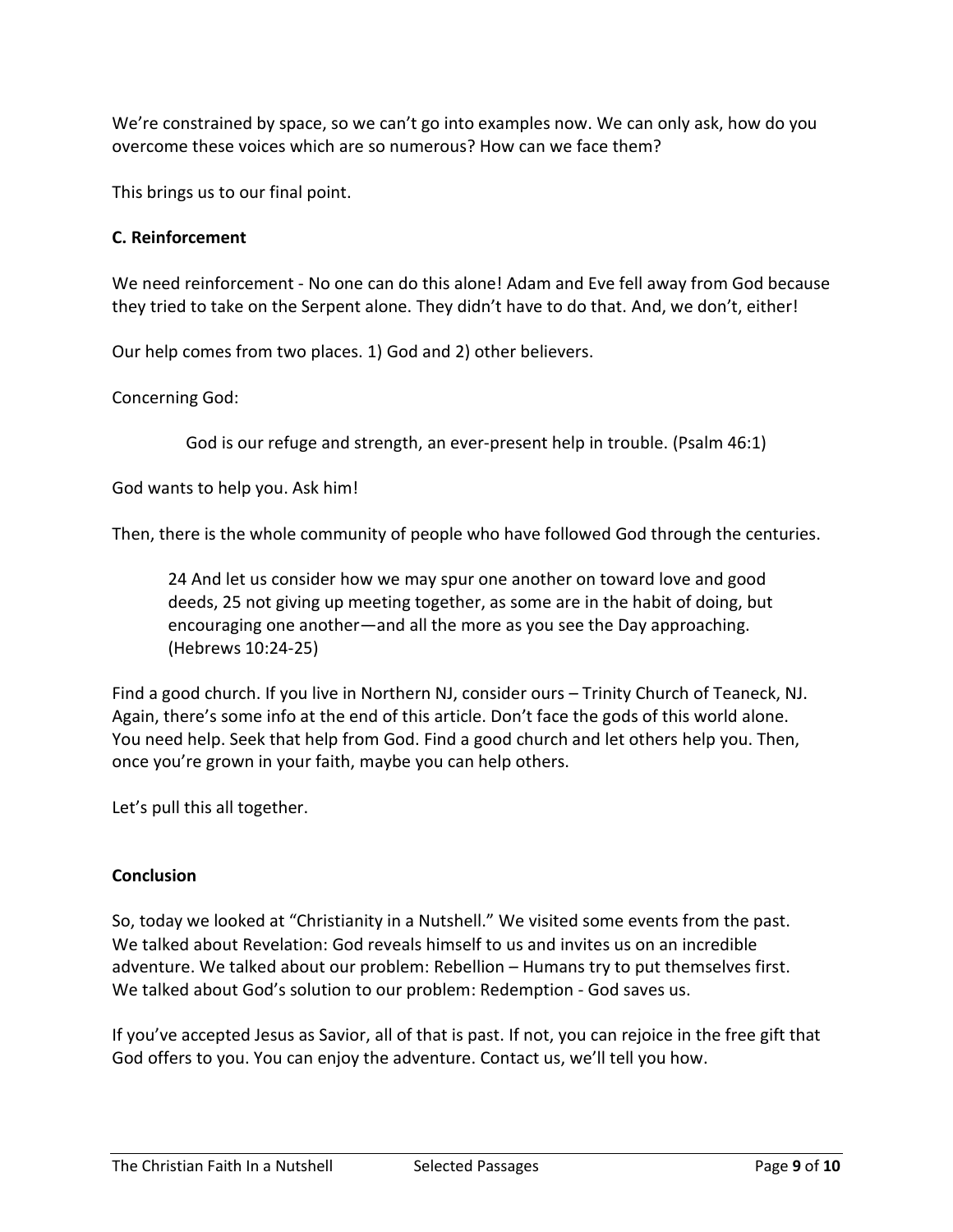We're constrained by space, so we can't go into examples now. We can only ask, how do you overcome these voices which are so numerous? How can we face them?

This brings us to our final point.

**C. Reinforcement**

We need reinforcement - No one can do this alone! Adam and Eve fell away from God because they tried to take on the Serpent alone. They didn't have to do that. And, we don't, either!

Our help comes from two places. 1) God and 2) other believers.

Concerning God:

> God is our refuge and strength, an ever-present help in trouble. (Psalm 46:1)

God wants to help you. Ask him!

Then, there is the whole community of people who have followed God through the centuries.

> 24 And let us consider how we may spur one another on toward love and good deeds, 25 not giving up meeting together, as some are in the habit of doing, but encouraging one another—and all the more as you see the Day approaching. (Hebrews 10:24-25)

Find a good church. If you live in Northern NJ, consider ours – Trinity Church of Teaneck, NJ. Again, there's some info at the end of this article. Don't face the gods of this world alone. You need help. Seek that help from God. Find a good church and let others help you. Then, once you're grown in your faith, maybe you can help others.

Let's pull this all together.

**Conclusion**

So, today we looked at "Christianity in a Nutshell." We visited some events from the past. We talked about Revelation: God reveals himself to us and invites us on an incredible adventure. We talked about our problem: Rebellion – Humans try to put themselves first. We talked about God's solution to our problem: Redemption - God saves us.

If you've accepted Jesus as Savior, all of that is past. If not, you can rejoice in the free gift that God offers to you. You can enjoy the adventure. Contact us, we'll tell you how.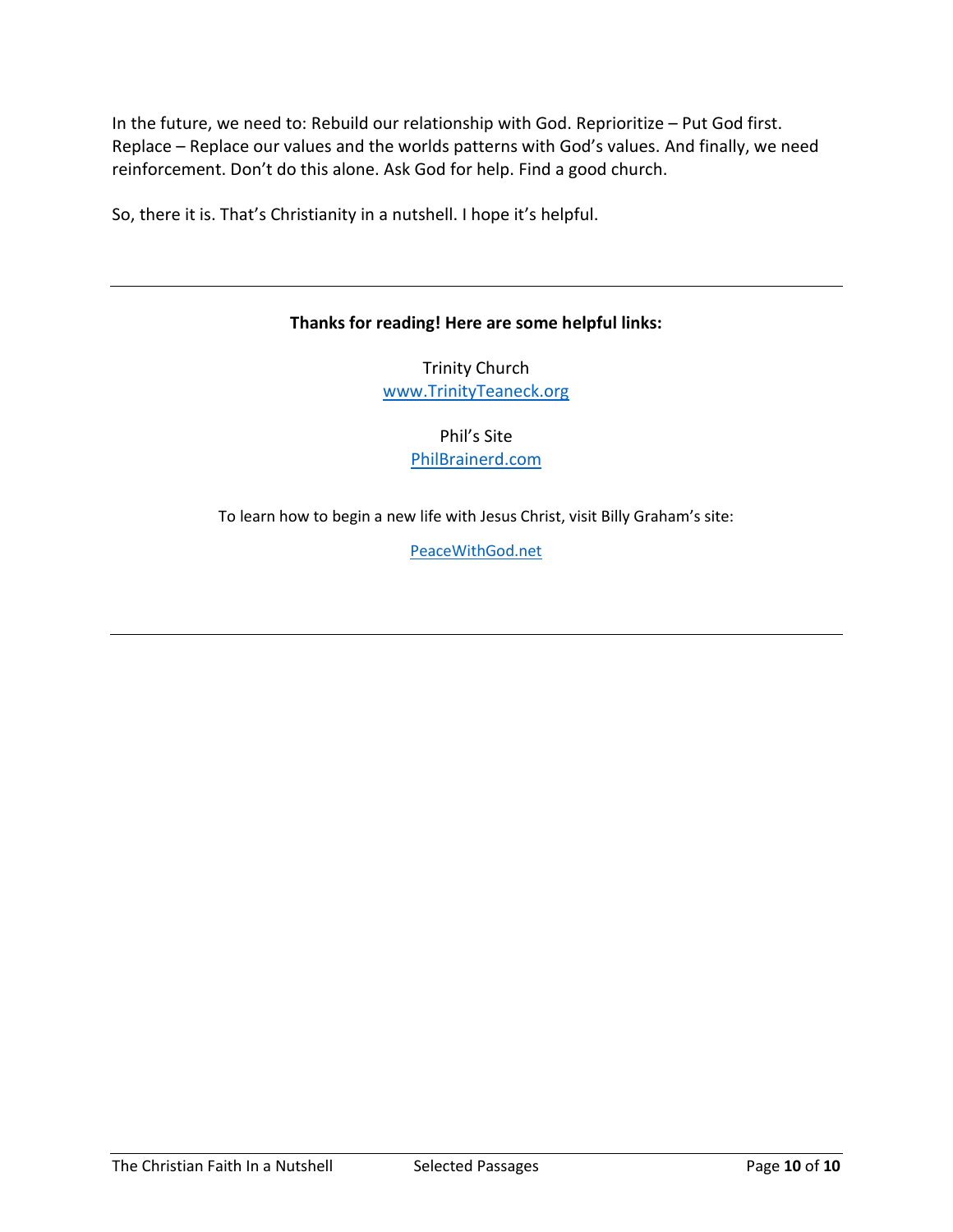In the future, we need to: Rebuild our relationship with God. Reprioritize – Put God first. Replace – Replace our values and the worlds patterns with God's values. And finally, we need reinforcement. Don't do this alone. Ask God for help. Find a good church.

So, there it is. That's Christianity in a nutshell. I hope it's helpful.

---

**Thanks for reading! Here are some helpful links:**

Trinity Church
www.TrinityTeaneck.org

Phil's Site
PhilBrainerd.com

To learn how to begin a new life with Jesus Christ, visit Billy Graham's site:

PeaceWithGod.net

---